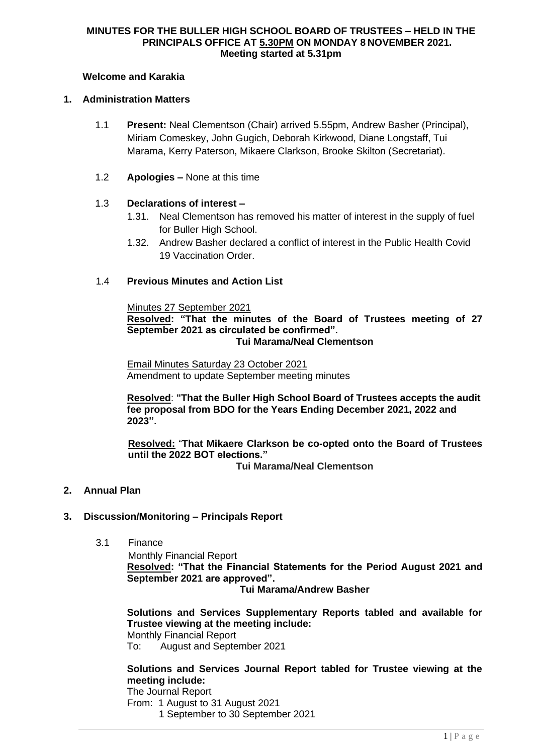**MINUTES FOR THE BULLER HIGH SCHOOL BOARD OF TRUSTEES – HELD IN THE PRINCIPALS OFFICE AT 5.30PM ON MONDAY 8 NOVEMBER 2021.**
**Meeting started at 5.31pm**

**Welcome and Karakia**

## 1. Administration Matters

1.1 **Present:** Neal Clementson (Chair) arrived 5.55pm, Andrew Basher (Principal), Miriam Comeskey, John Gugich, Deborah Kirkwood, Diane Longstaff, Tui Marama, Kerry Paterson, Mikaere Clarkson, Brooke Skilton (Secretariat).

1.2 **Apologies –** None at this time

1.3 **Declarations of interest –**

1.31. Neal Clementson has removed his matter of interest in the supply of fuel for Buller High School.

1.32. Andrew Basher declared a conflict of interest in the Public Health Covid 19 Vaccination Order.

1.4 **Previous Minutes and Action List**

Minutes 27 September 2021

**Resolved: "That the minutes of the Board of Trustees meeting of 27 September 2021 as circulated be confirmed".**
**Tui Marama/Neal Clementson**

Email Minutes Saturday 23 October 2021
Amendment to update September meeting minutes

**Resolved**: **"That the Buller High School Board of Trustees accepts the audit fee proposal from BDO for the Years Ending December 2021, 2022 and 2023".**

**Resolved:** "**That Mikaere Clarkson be co-opted onto the Board of Trustees until the 2022 BOT elections."**
**Tui Marama/Neal Clementson**

## 2. Annual Plan

## 3. Discussion/Monitoring – Principals Report

3.1 Finance

Monthly Financial Report

**Resolved: "That the Financial Statements for the Period August 2021 and September 2021 are approved".**
**Tui Marama/Andrew Basher**

**Solutions and Services Supplementary Reports tabled and available for Trustee viewing at the meeting include:**
Monthly Financial Report
To: August and September 2021

**Solutions and Services Journal Report tabled for Trustee viewing at the meeting include:**
The Journal Report
From: 1 August to 31 August 2021
1 September to 30 September 2021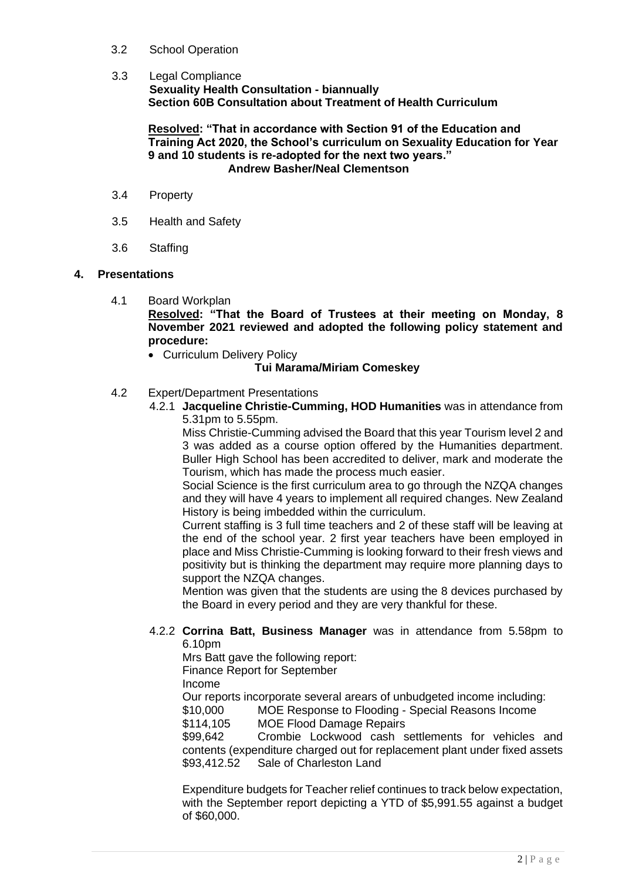3.2 School Operation

3.3 Legal Compliance
**Sexuality Health Consultation - biannually**
**Section 60B Consultation about Treatment of Health Curriculum**

**<u>Resolved</u>: "That in accordance with Section 91 of the Education and Training Act 2020, the School's curriculum on Sexuality Education for Year 9 and 10 students is re-adopted for the next two years."**
**Andrew Basher/Neal Clementson**

3.4 Property

3.5 Health and Safety

3.6 Staffing

## 4. Presentations

4.1 Board Workplan
**<u>Resolved</u>: "That the Board of Trustees at their meeting on Monday, 8 November 2021 reviewed and adopted the following policy statement and procedure:**

- Curriculum Delivery Policy

**Tui Marama/Miriam Comeskey**

4.2 Expert/Department Presentations

4.2.1 **Jacqueline Christie-Cumming, HOD Humanities** was in attendance from 5.31pm to 5.55pm.

Miss Christie-Cumming advised the Board that this year Tourism level 2 and 3 was added as a course option offered by the Humanities department. Buller High School has been accredited to deliver, mark and moderate the Tourism, which has made the process much easier.

Social Science is the first curriculum area to go through the NZQA changes and they will have 4 years to implement all required changes. New Zealand History is being imbedded within the curriculum.

Current staffing is 3 full time teachers and 2 of these staff will be leaving at the end of the school year. 2 first year teachers have been employed in place and Miss Christie-Cumming is looking forward to their fresh views and positivity but is thinking the department may require more planning days to support the NZQA changes.

Mention was given that the students are using the 8 devices purchased by the Board in every period and they are very thankful for these.

4.2.2 **Corrina Batt, Business Manager** was in attendance from 5.58pm to 6.10pm

Mrs Batt gave the following report:
Finance Report for September
Income
Our reports incorporate several arears of unbudgeted income including:

$10,000 MOE Response to Flooding - Special Reasons Income
$114,105 MOE Flood Damage Repairs
$99,642 Crombie Lockwood cash settlements for vehicles and contents (expenditure charged out for replacement plant under fixed assets
$93,412.52 Sale of Charleston Land

Expenditure budgets for Teacher relief continues to track below expectation, with the September report depicting a YTD of $5,991.55 against a budget of $60,000.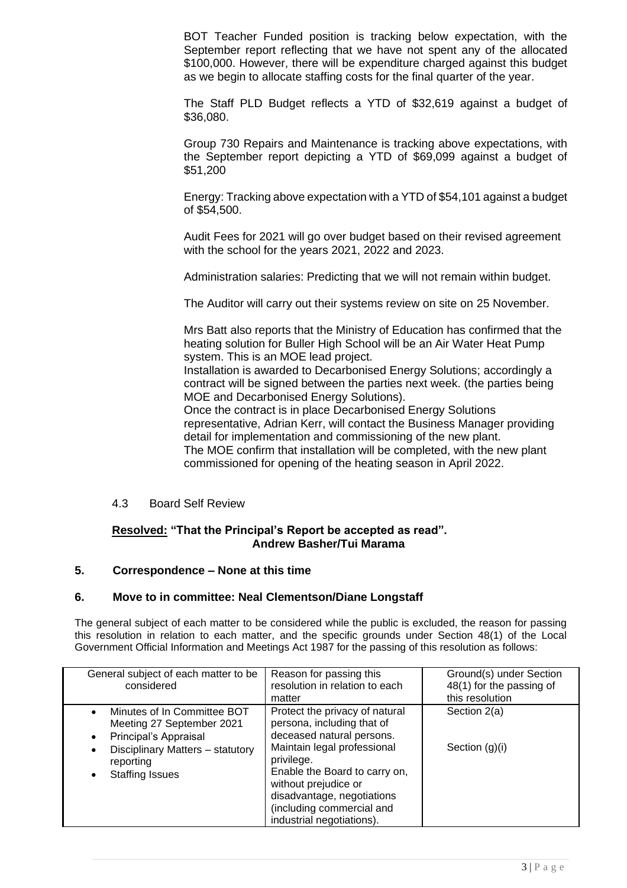BOT Teacher Funded position is tracking below expectation, with the September report reflecting that we have not spent any of the allocated $100,000. However, there will be expenditure charged against this budget as we begin to allocate staffing costs for the final quarter of the year.

The Staff PLD Budget reflects a YTD of $32,619 against a budget of $36,080.

Group 730 Repairs and Maintenance is tracking above expectations, with the September report depicting a YTD of $69,099 against a budget of $51,200

Energy: Tracking above expectation with a YTD of $54,101 against a budget of $54,500.

Audit Fees for 2021 will go over budget based on their revised agreement with the school for the years 2021, 2022 and 2023.

Administration salaries: Predicting that we will not remain within budget.

The Auditor will carry out their systems review on site on 25 November.

Mrs Batt also reports that the Ministry of Education has confirmed that the heating solution for Buller High School will be an Air Water Heat Pump system. This is an MOE lead project.
Installation is awarded to Decarbonised Energy Solutions; accordingly a contract will be signed between the parties next week. (the parties being MOE and Decarbonised Energy Solutions).
Once the contract is in place Decarbonised Energy Solutions representative, Adrian Kerr, will contact the Business Manager providing detail for implementation and commissioning of the new plant.
The MOE confirm that installation will be completed, with the new plant commissioned for opening of the heating season in April 2022.

4.3 Board Self Review

**Resolved: "That the Principal's Report be accepted as read".**
**Andrew Basher/Tui Marama**

## 5. Correspondence – None at this time

## 6. Move to in committee: Neal Clementson/Diane Longstaff

The general subject of each matter to be considered while the public is excluded, the reason for passing this resolution in relation to each matter, and the specific grounds under Section 48(1) of the Local Government Official Information and Meetings Act 1987 for the passing of this resolution as follows:

| General subject of each matter to be considered | Reason for passing this resolution in relation to each matter | Ground(s) under Section 48(1) for the passing of this resolution |
|---|---|---|
| • Minutes of In Committee BOT Meeting 27 September 2021<br>• Principal's Appraisal<br>• Disciplinary Matters – statutory reporting<br>• Staffing Issues | Protect the privacy of natural persona, including that of deceased natural persons.<br>Maintain legal professional privilege.<br>Enable the Board to carry on, without prejudice or disadvantage, negotiations (including commercial and industrial negotiations). | Section 2(a)<br><br>Section (g)(i) |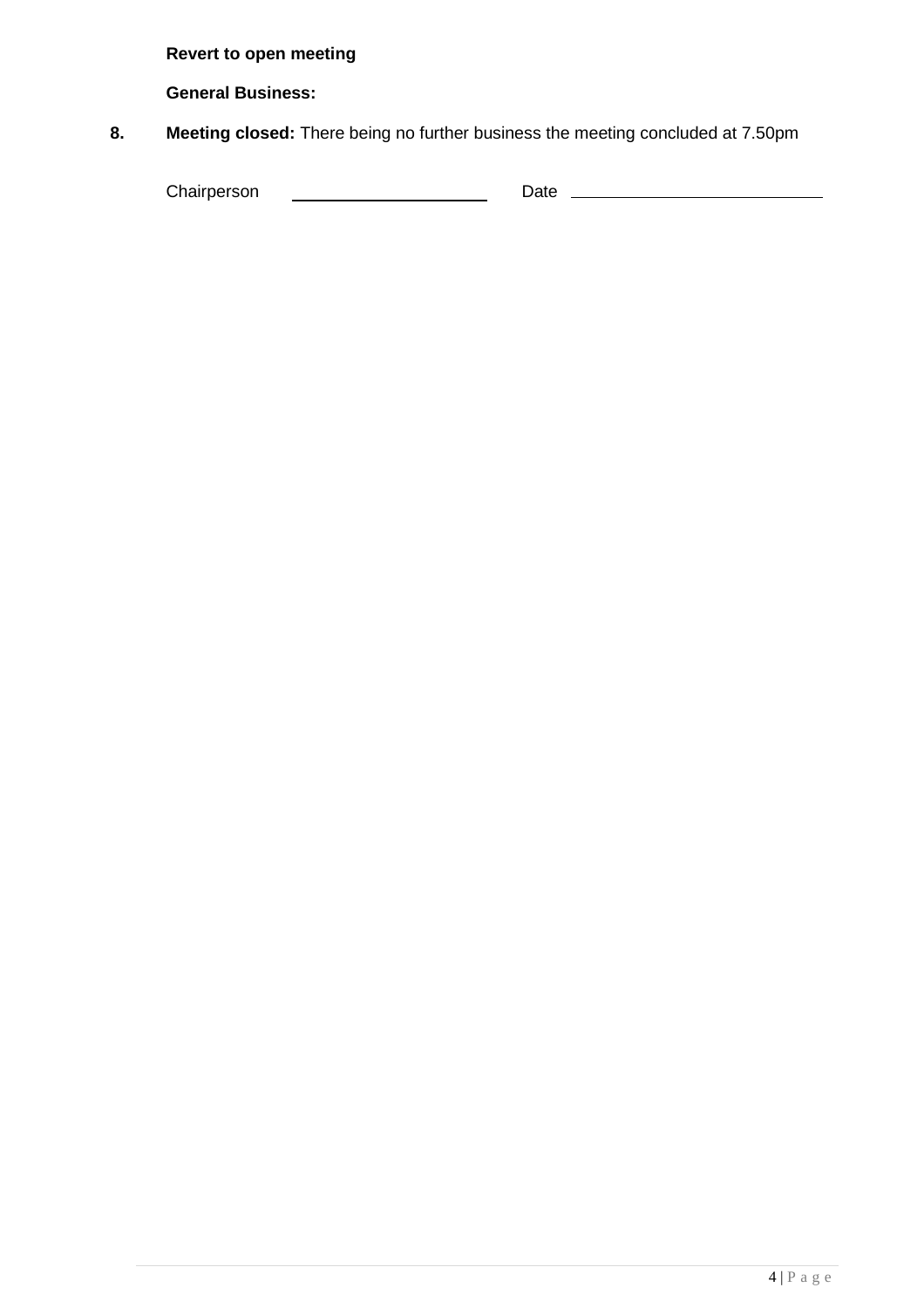**Revert to open meeting**

**General Business:**

**8. Meeting closed:** There being no further business the meeting concluded at 7.50pm

Chairperson \_\_\_\_\_\_\_\_\_\_\_\_\_\_\_\_\_\_\_\_\_\_ Date \_\_\_\_\_\_\_\_\_\_\_\_\_\_\_\_\_\_\_\_\_\_\_\_\_\_\_\_